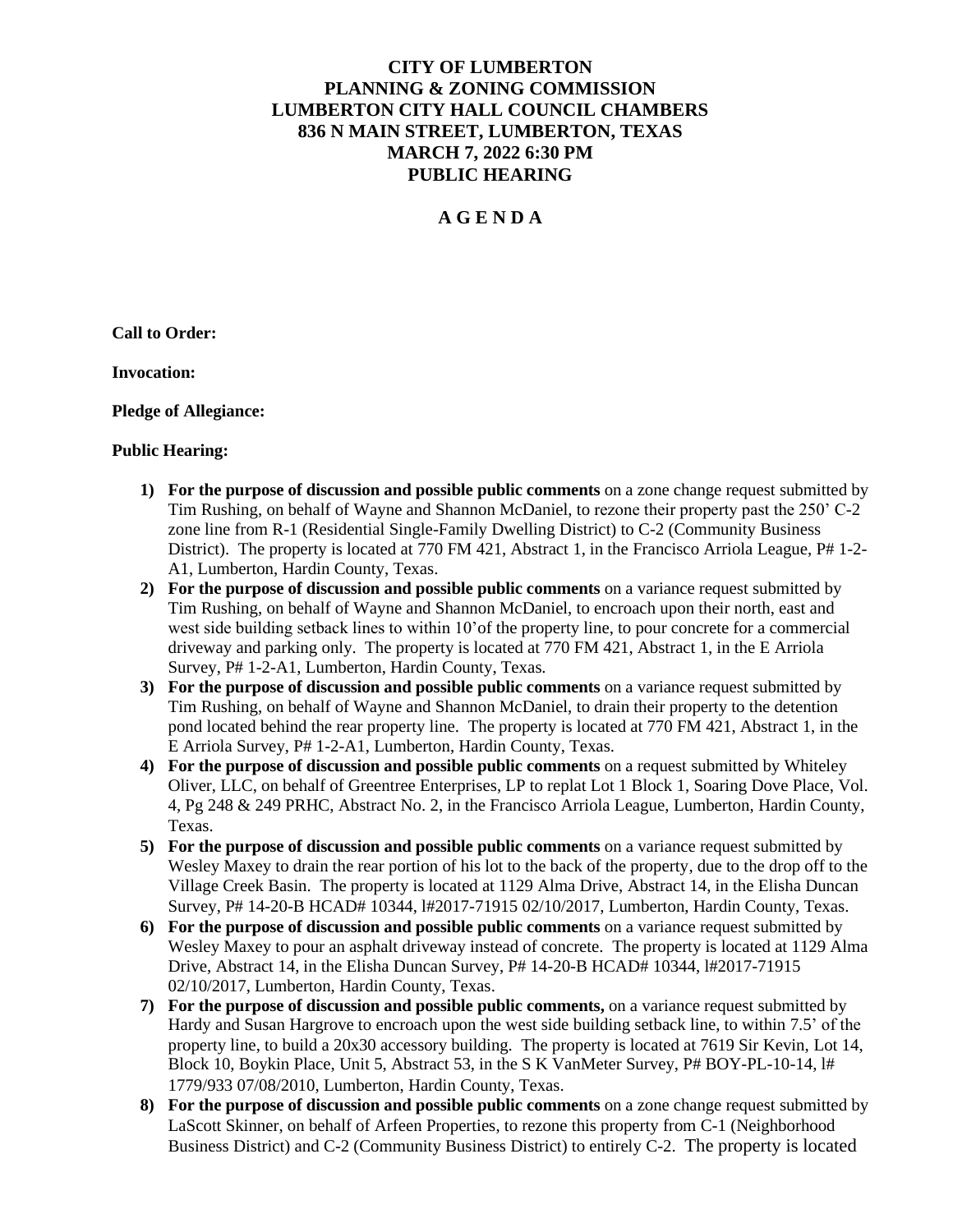# CITY OF LUMBERTON
# PLANNING & ZONING COMMISSION
# LUMBERTON CITY HALL COUNCIL CHAMBERS
# 836 N MAIN STREET, LUMBERTON, TEXAS
# MARCH 7, 2022 6:30 PM
# PUBLIC HEARING

## A G E N D A

**Call to Order:**

**Invocation:**

**Pledge of Allegiance:**

**Public Hearing:**

1) **For the purpose of discussion and possible public comments** on a zone change request submitted by Tim Rushing, on behalf of Wayne and Shannon McDaniel, to rezone their property past the 250' C-2 zone line from R-1 (Residential Single-Family Dwelling District) to C-2 (Community Business District). The property is located at 770 FM 421, Abstract 1, in the Francisco Arriola League, P# 1-2-A1, Lumberton, Hardin County, Texas.
2) **For the purpose of discussion and possible public comments** on a variance request submitted by Tim Rushing, on behalf of Wayne and Shannon McDaniel, to encroach upon their north, east and west side building setback lines to within 10'of the property line, to pour concrete for a commercial driveway and parking only. The property is located at 770 FM 421, Abstract 1, in the E Arriola Survey, P# 1-2-A1, Lumberton, Hardin County, Texas.
3) **For the purpose of discussion and possible public comments** on a variance request submitted by Tim Rushing, on behalf of Wayne and Shannon McDaniel, to drain their property to the detention pond located behind the rear property line. The property is located at 770 FM 421, Abstract 1, in the E Arriola Survey, P# 1-2-A1, Lumberton, Hardin County, Texas.
4) **For the purpose of discussion and possible public comments** on a request submitted by Whiteley Oliver, LLC, on behalf of Greentree Enterprises, LP to replat Lot 1 Block 1, Soaring Dove Place, Vol. 4, Pg 248 & 249 PRHC, Abstract No. 2, in the Francisco Arriola League, Lumberton, Hardin County, Texas.
5) **For the purpose of discussion and possible public comments** on a variance request submitted by Wesley Maxey to drain the rear portion of his lot to the back of the property, due to the drop off to the Village Creek Basin. The property is located at 1129 Alma Drive, Abstract 14, in the Elisha Duncan Survey, P# 14-20-B HCAD# 10344, l#2017-71915 02/10/2017, Lumberton, Hardin County, Texas.
6) **For the purpose of discussion and possible public comments** on a variance request submitted by Wesley Maxey to pour an asphalt driveway instead of concrete. The property is located at 1129 Alma Drive, Abstract 14, in the Elisha Duncan Survey, P# 14-20-B HCAD# 10344, l#2017-71915 02/10/2017, Lumberton, Hardin County, Texas.
7) **For the purpose of discussion and possible public comments,** on a variance request submitted by Hardy and Susan Hargrove to encroach upon the west side building setback line, to within 7.5' of the property line, to build a 20x30 accessory building. The property is located at 7619 Sir Kevin, Lot 14, Block 10, Boykin Place, Unit 5, Abstract 53, in the S K VanMeter Survey, P# BOY-PL-10-14, l# 1779/933 07/08/2010, Lumberton, Hardin County, Texas.
8) **For the purpose of discussion and possible public comments** on a zone change request submitted by LaScott Skinner, on behalf of Arfeen Properties, to rezone this property from C-1 (Neighborhood Business District) and C-2 (Community Business District) to entirely C-2. The property is located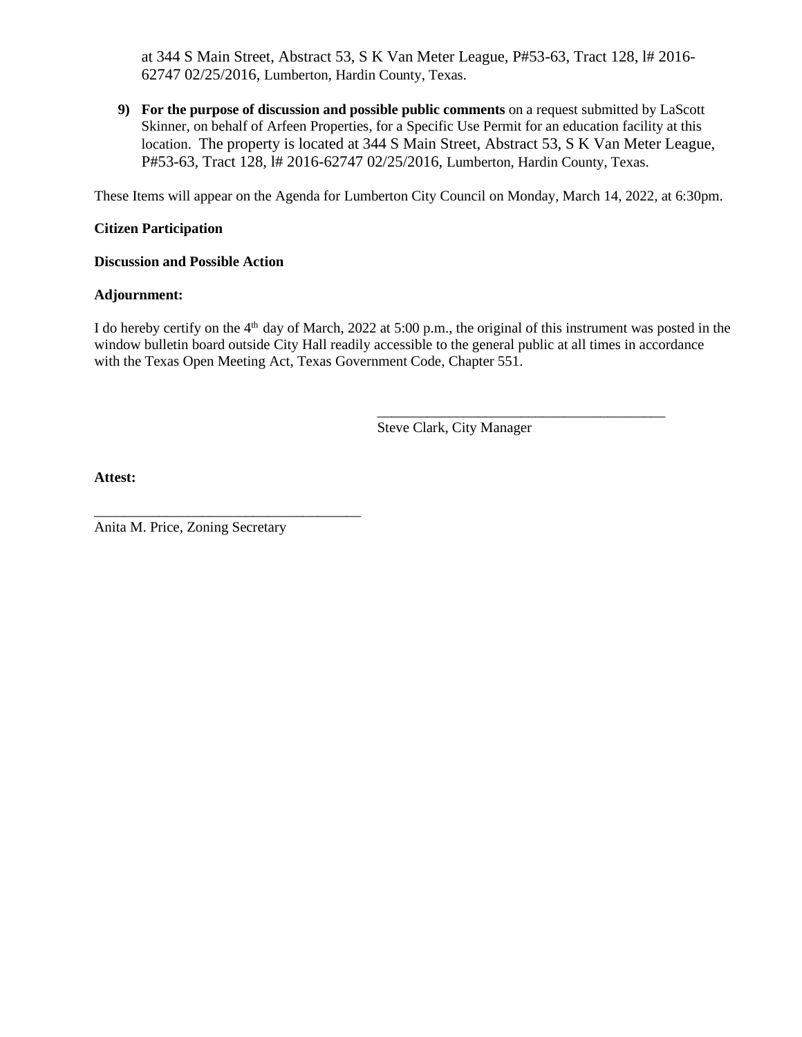at 344 S Main Street, Abstract 53, S K Van Meter League, P#53-63, Tract 128, l# 2016-62747 02/25/2016, Lumberton, Hardin County, Texas.

9) **For the purpose of discussion and possible public comments** on a request submitted by LaScott Skinner, on behalf of Arfeen Properties, for a Specific Use Permit for an education facility at this location. The property is located at 344 S Main Street, Abstract 53, S K Van Meter League, P#53-63, Tract 128, l# 2016-62747 02/25/2016, Lumberton, Hardin County, Texas.

These Items will appear on the Agenda for Lumberton City Council on Monday, March 14, 2022, at 6:30pm.

**Citizen Participation**

**Discussion and Possible Action**

**Adjournment:**

I do hereby certify on the 4th day of March, 2022 at 5:00 p.m., the original of this instrument was posted in the window bulletin board outside City Hall readily accessible to the general public at all times in accordance with the Texas Open Meeting Act, Texas Government Code, Chapter 551.

\_\_\_\_\_\_\_\_\_\_\_\_\_\_\_\_\_\_\_\_\_\_\_\_\_\_\_\_\_\_\_\_\_\_\_\_\_\_\_\_
Steve Clark, City Manager

**Attest:**

\_\_\_\_\_\_\_\_\_\_\_\_\_\_\_\_\_\_\_\_\_\_\_\_\_\_\_\_\_\_\_\_\_\_\_\_\_\_
Anita M. Price, Zoning Secretary